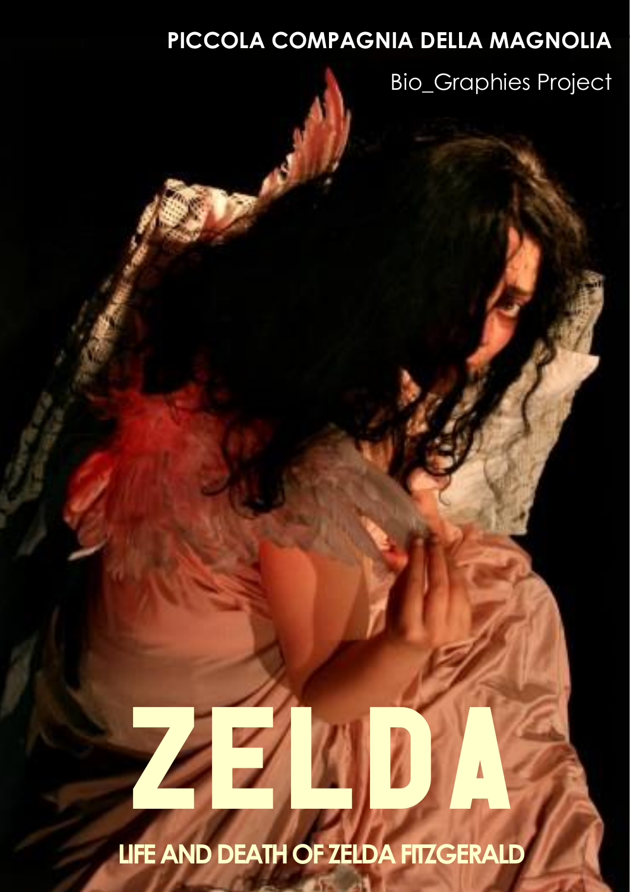**PICCOLA COMPAGNIA DELLA MAGNOLIA**

Bio_Graphies Project

# ZELDA

## LIFE AND DEATH OF ZELDA FITZGERALD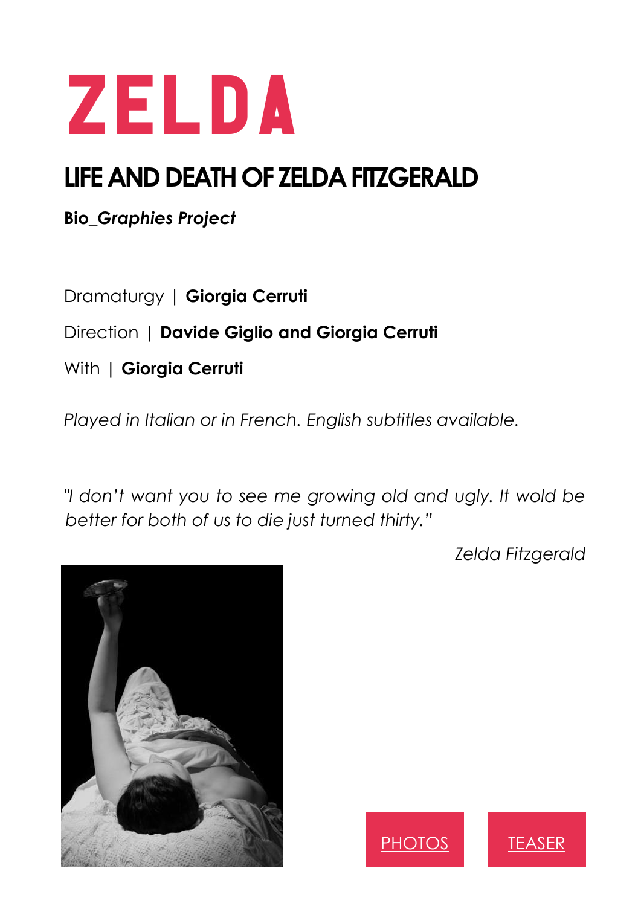# ZELDA

## LIFE AND DEATH OF ZELDA FITZGERALD

**Bio_*Graphies Project***

Dramaturgy | **Giorgia Cerruti**

Direction | **Davide Giglio and Giorgia Cerruti**

With | **Giorgia Cerruti**

*Played in Italian or in French. English subtitles available.*

*"I don't want you to see me growing old and ugly. It wold be better for both of us to die just turned thirty."*

*Zelda Fitzgerald*

PHOTOS

TEASER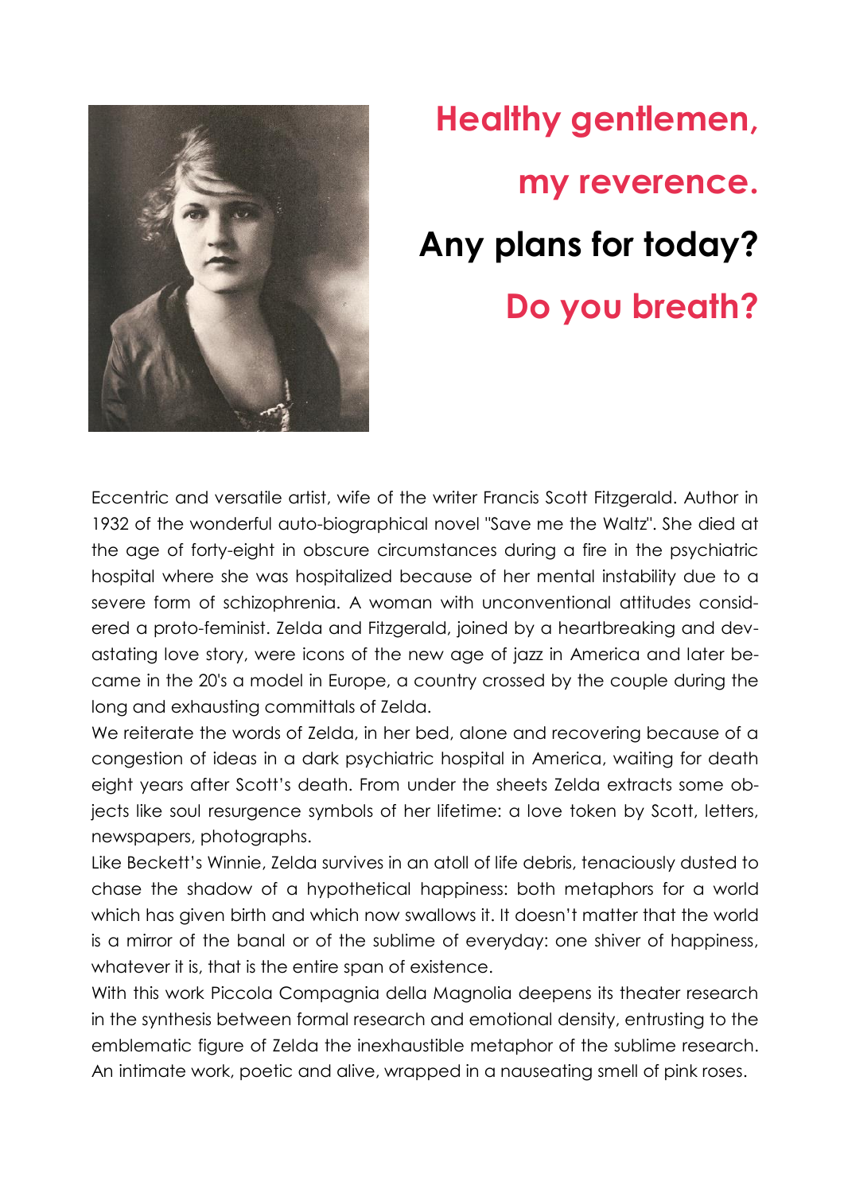**Healthy gentlemen,**

**my reverence.**

**Any plans for today?**

**Do you breath?**

Eccentric and versatile artist, wife of the writer Francis Scott Fitzgerald. Author in 1932 of the wonderful auto-biographical novel "Save me the Waltz". She died at the age of forty-eight in obscure circumstances during a fire in the psychiatric hospital where she was hospitalized because of her mental instability due to a severe form of schizophrenia. A woman with unconventional attitudes considered a proto-feminist. Zelda and Fitzgerald, joined by a heartbreaking and devastating love story, were icons of the new age of jazz in America and later became in the 20's a model in Europe, a country crossed by the couple during the long and exhausting committals of Zelda.

We reiterate the words of Zelda, in her bed, alone and recovering because of a congestion of ideas in a dark psychiatric hospital in America, waiting for death eight years after Scott's death. From under the sheets Zelda extracts some objects like soul resurgence symbols of her lifetime: a love token by Scott, letters, newspapers, photographs.

Like Beckett's Winnie, Zelda survives in an atoll of life debris, tenaciously dusted to chase the shadow of a hypothetical happiness: both metaphors for a world which has given birth and which now swallows it. It doesn't matter that the world is a mirror of the banal or of the sublime of everyday: one shiver of happiness, whatever it is, that is the entire span of existence.

With this work Piccola Compagnia della Magnolia deepens its theater research in the synthesis between formal research and emotional density, entrusting to the emblematic figure of Zelda the inexhaustible metaphor of the sublime research. An intimate work, poetic and alive, wrapped in a nauseating smell of pink roses.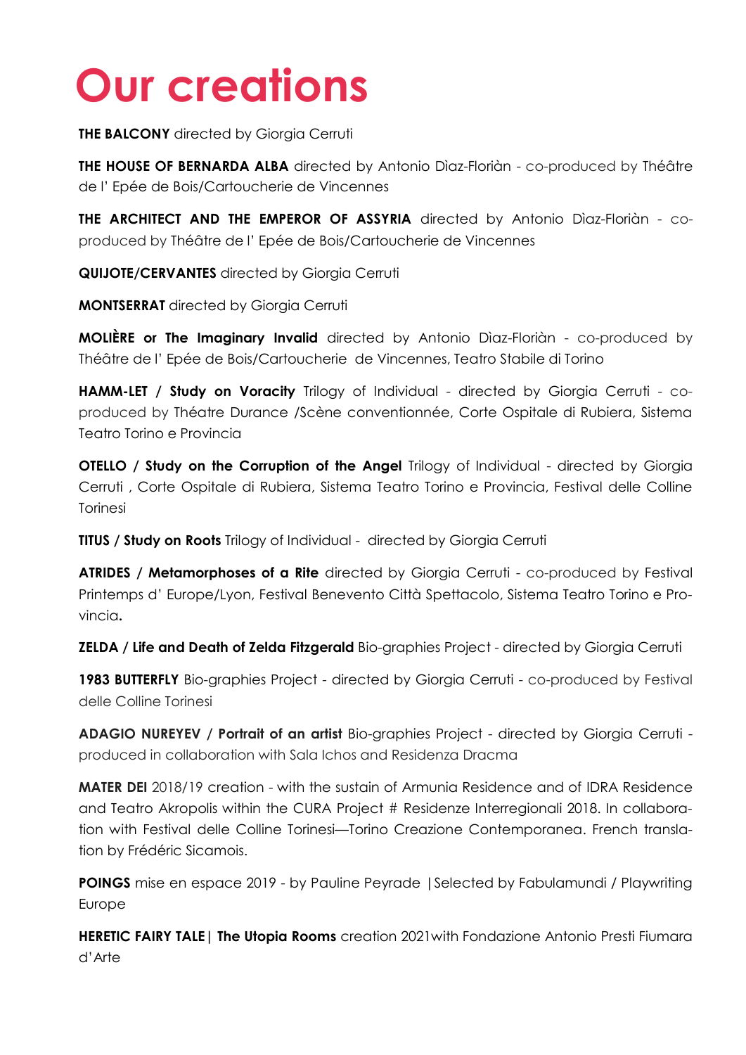# Our creations

**THE BALCONY** directed by Giorgia Cerruti

**THE HOUSE OF BERNARDA ALBA** directed by Antonio Dìaz-Florìàn - co-produced by Théâtre de l' Epée de Bois/Cartoucherie de Vincennes

**THE ARCHITECT AND THE EMPEROR OF ASSYRIA** directed by Antonio Dìaz-Florìàn - co-produced by Théâtre de l' Epée de Bois/Cartoucherie de Vincennes

**QUIJOTE/CERVANTES** directed by Giorgia Cerruti

**MONTSERRAT** directed by Giorgia Cerruti

**MOLIÈRE or The Imaginary Invalid** directed by Antonio Dìaz-Florìàn - co-produced by Théâtre de l' Epée de Bois/Cartoucherie de Vincennes, Teatro Stabile di Torino

**HAMM-LET / Study on Voracity** Trilogy of Individual - directed by Giorgia Cerruti - co-produced by Théatre Durance /Scène conventionnée, Corte Ospitale di Rubiera, Sistema Teatro Torino e Provincia

**OTELLO / Study on the Corruption of the Angel** Trilogy of Individual - directed by Giorgia Cerruti , Corte Ospitale di Rubiera, Sistema Teatro Torino e Provincia, Festival delle Colline Torinesi

**TITUS / Study on Roots** Trilogy of Individual - directed by Giorgia Cerruti

**ATRIDES / Metamorphoses of a Rite** directed by Giorgia Cerruti - co-produced by Festival Printemps d' Europe/Lyon, Festival Benevento Città Spettacolo, Sistema Teatro Torino e Provincia.

**ZELDA / Life and Death of Zelda Fitzgerald** Bio-graphies Project - directed by Giorgia Cerruti

**1983 BUTTERFLY** Bio-graphies Project - directed by Giorgia Cerruti - co-produced by Festival delle Colline Torinesi

**ADAGIO NUREYEV / Portrait of an artist** Bio-graphies Project - directed by Giorgia Cerruti - produced in collaboration with Sala Ichos and Residenza Dracma

**MATER DEI** 2018/19 creation - with the sustain of Armunia Residence and of IDRA Residence and Teatro Akropolis within the CURA Project # Residenze Interregionali 2018. In collaboration with Festival delle Colline Torinesi—Torino Creazione Contemporanea. French translation by Frédéric Sicamois.

**POINGS** mise en espace 2019 - by Pauline Peyrade |Selected by Fabulamundi / Playwriting Europe

**HERETIC FAIRY TALE| The Utopia Rooms** creation 2021with Fondazione Antonio Presti Fiumara d'Arte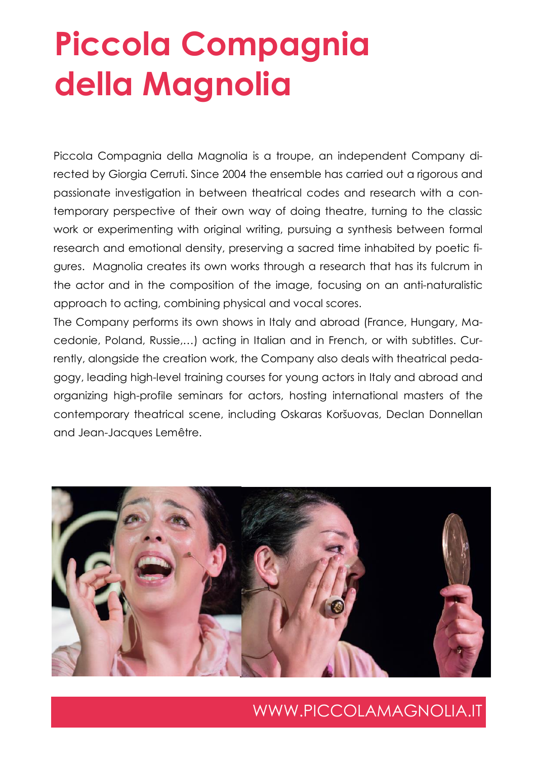# Piccola Compagnia della Magnolia

Piccola Compagnia della Magnolia is a troupe, an independent Company directed by Giorgia Cerruti. Since 2004 the ensemble has carried out a rigorous and passionate investigation in between theatrical codes and research with a contemporary perspective of their own way of doing theatre, turning to the classic work or experimenting with original writing, pursuing a synthesis between formal research and emotional density, preserving a sacred time inhabited by poetic figures. Magnolia creates its own works through a research that has its fulcrum in the actor and in the composition of the image, focusing on an anti-naturalistic approach to acting, combining physical and vocal scores.

The Company performs its own shows in Italy and abroad (France, Hungary, Macedonie, Poland, Russie,...) acting in Italian and in French, or with subtitles. Currently, alongside the creation work, the Company also deals with theatrical pedagogy, leading high-level training courses for young actors in Italy and abroad and organizing high-profile seminars for actors, hosting international masters of the contemporary theatrical scene, including Oskaras Koršuovas, Declan Donnellan and Jean-Jacques Lemêtre.

WWW.PICCOLAMAGNOLIA.IT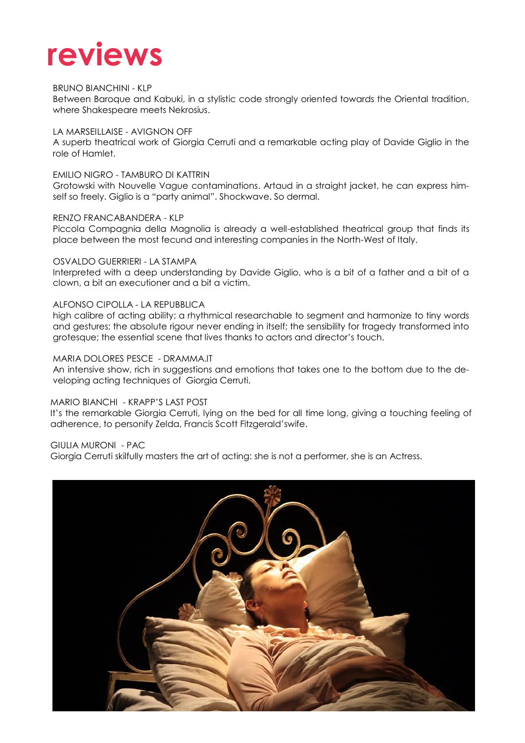# reviews

BRUNO BIANCHINI - KLP
Between Baroque and Kabuki, in a stylistic code strongly oriented towards the Oriental tradition, where Shakespeare meets Nekrosius.

LA MARSEILLAISE - AVIGNON OFF
A superb theatrical work of Giorgia Cerruti and a remarkable acting play of Davide Giglio in the role of Hamlet.

EMILIO NIGRO - TAMBURO DI KATTRIN
Grotowski with Nouvelle Vague contaminations. Artaud in a straight jacket, he can express himself so freely. Giglio is a "party animal". Shockwave. So dermal.

RENZO FRANCABANDERA - KLP
Piccola Compagnia della Magnolia is already a well-established theatrical group that finds its place between the most fecund and interesting companies in the North-West of Italy.

OSVALDO GUERRIERI - LA STAMPA
Interpreted with a deep understanding by Davide Giglio, who is a bit of a father and a bit of a clown, a bit an executioner and a bit a victim.

ALFONSO CIPOLLA - LA REPUBBLICA
high calibre of acting ability; a rhythmical researchable to segment and harmonize to tiny words and gestures; the absolute rigour never ending in itself; the sensibility for tragedy transformed into grotesque; the essential scene that lives thanks to actors and director's touch.

MARIA DOLORES PESCE - DRAMMA.IT
An intensive show, rich in suggestions and emotions that takes one to the bottom due to the developing acting techniques of Giorgia Cerruti.

MARIO BIANCHI - KRAPP'S LAST POST
It's the remarkable Giorgia Cerruti, lying on the bed for all time long, giving a touching feeling of adherence, to personify Zelda, Francis Scott Fitzgerald'swife.

GIULIA MURONI - PAC
Giorgia Cerruti skilfully masters the art of acting: she is not a performer, she is an Actress.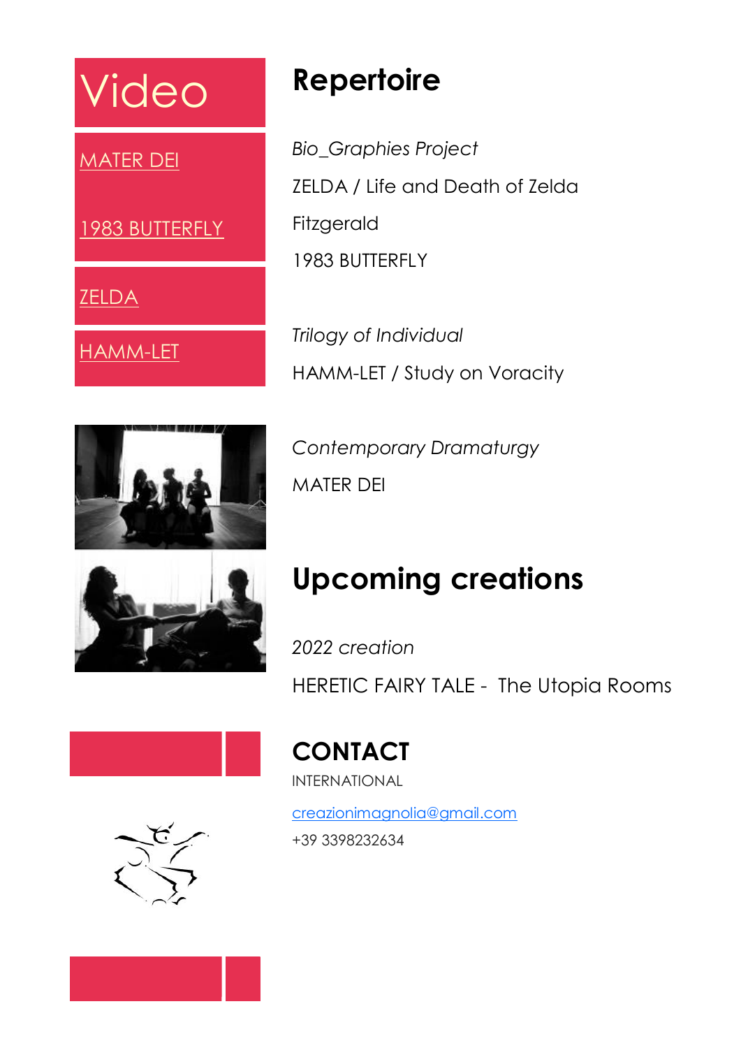# Video

MATER DEI

1983 BUTTERFLY

ZELDA

HAMM-LET

## Repertoire

*Bio_Graphies Project*

ZELDA / Life and Death of Zelda Fitzgerald

1983 BUTTERFLY

*Trilogy of Individual*

HAMM-LET / Study on Voracity

*Contemporary Dramaturgy*

MATER DEI

## Upcoming creations

*2022 creation*

HERETIC FAIRY TALE - The Utopia Rooms

## CONTACT

INTERNATIONAL

creazionimagnolia@gmail.com

+39 3398232634